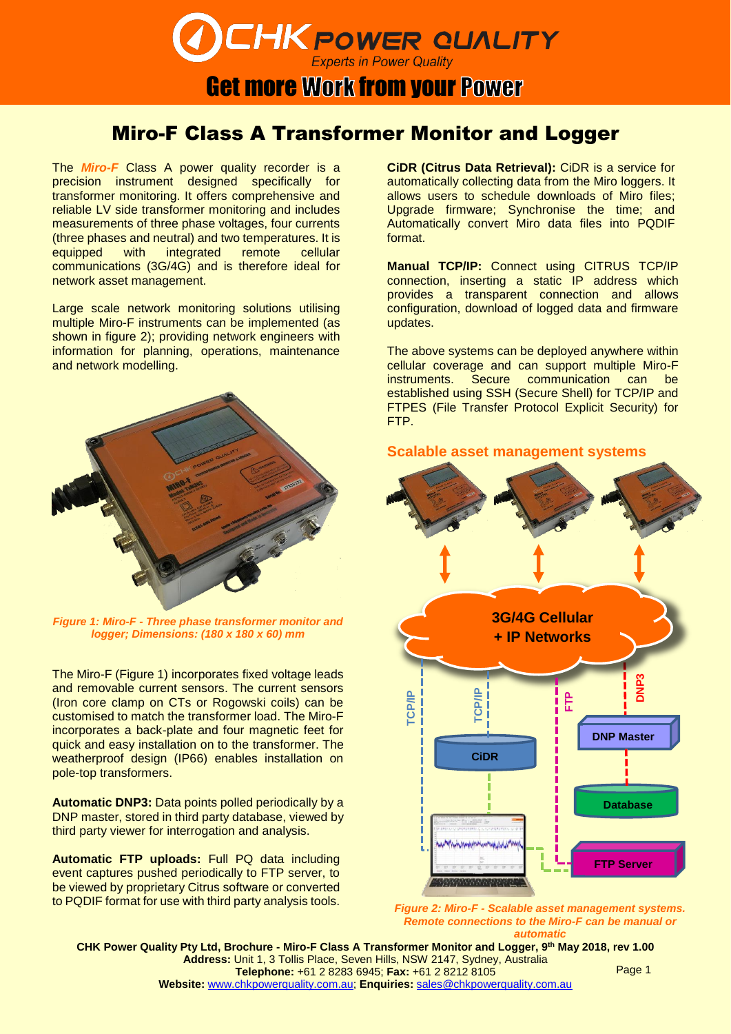# Miro-F Class A Transformer Monitor and Logger

The ***Miro-F*** Class A power quality recorder is a precision instrument designed specifically for transformer monitoring. It offers comprehensive and reliable LV side transformer monitoring and includes measurements of three phase voltages, four currents (three phases and neutral) and two temperatures. It is equipped with integrated remote cellular communications (3G/4G) and is therefore ideal for network asset management.

Large scale network monitoring solutions utilising multiple Miro-F instruments can be implemented (as shown in figure 2); providing network engineers with information for planning, operations, maintenance and network modelling.

*Figure 1: Miro-F - Three phase transformer monitor and logger; Dimensions: (180 x 180 x 60) mm*

The Miro-F (Figure 1) incorporates fixed voltage leads and removable current sensors. The current sensors (Iron core clamp on CTs or Rogowski coils) can be customised to match the transformer load. The Miro-F incorporates a back-plate and four magnetic feet for quick and easy installation on to the transformer. The weatherproof design (IP66) enables installation on pole-top transformers.

**Automatic DNP3:** Data points polled periodically by a DNP master, stored in third party database, viewed by third party viewer for interrogation and analysis.

**Automatic FTP uploads:** Full PQ data including event captures pushed periodically to FTP server, to be viewed by proprietary Citrus software or converted to PQDIF format for use with third party analysis tools.

**CiDR (Citrus Data Retrieval):** CiDR is a service for automatically collecting data from the Miro loggers. It allows users to schedule downloads of Miro files; Upgrade firmware; Synchronise the time; and Automatically convert Miro data files into PQDIF format.

**Manual TCP/IP:** Connect using CITRUS TCP/IP connection, inserting a static IP address which provides a transparent connection and allows configuration, download of logged data and firmware updates.

The above systems can be deployed anywhere within cellular coverage and can support multiple Miro-F instruments. Secure communication can be established using SSH (Secure Shell) for TCP/IP and FTPES (File Transfer Protocol Explicit Security) for FTP.

## Scalable asset management systems

*Figure 2: Miro-F - Scalable asset management systems. Remote connections to the Miro-F can be manual or automatic*

CHK Power Quality Pty Ltd, Brochure - Miro-F Class A Transformer Monitor and Logger, 9th May 2018, rev 1.00
**Address:** Unit 1, 3 Tollis Place, Seven Hills, NSW 2147, Sydney, Australia
**Telephone:** +61 2 8283 6945; **Fax:** +61 2 8212 8105
**Website:** www.chkpowerquality.com.au; **Enquiries:** sales@chkpowerquality.com.au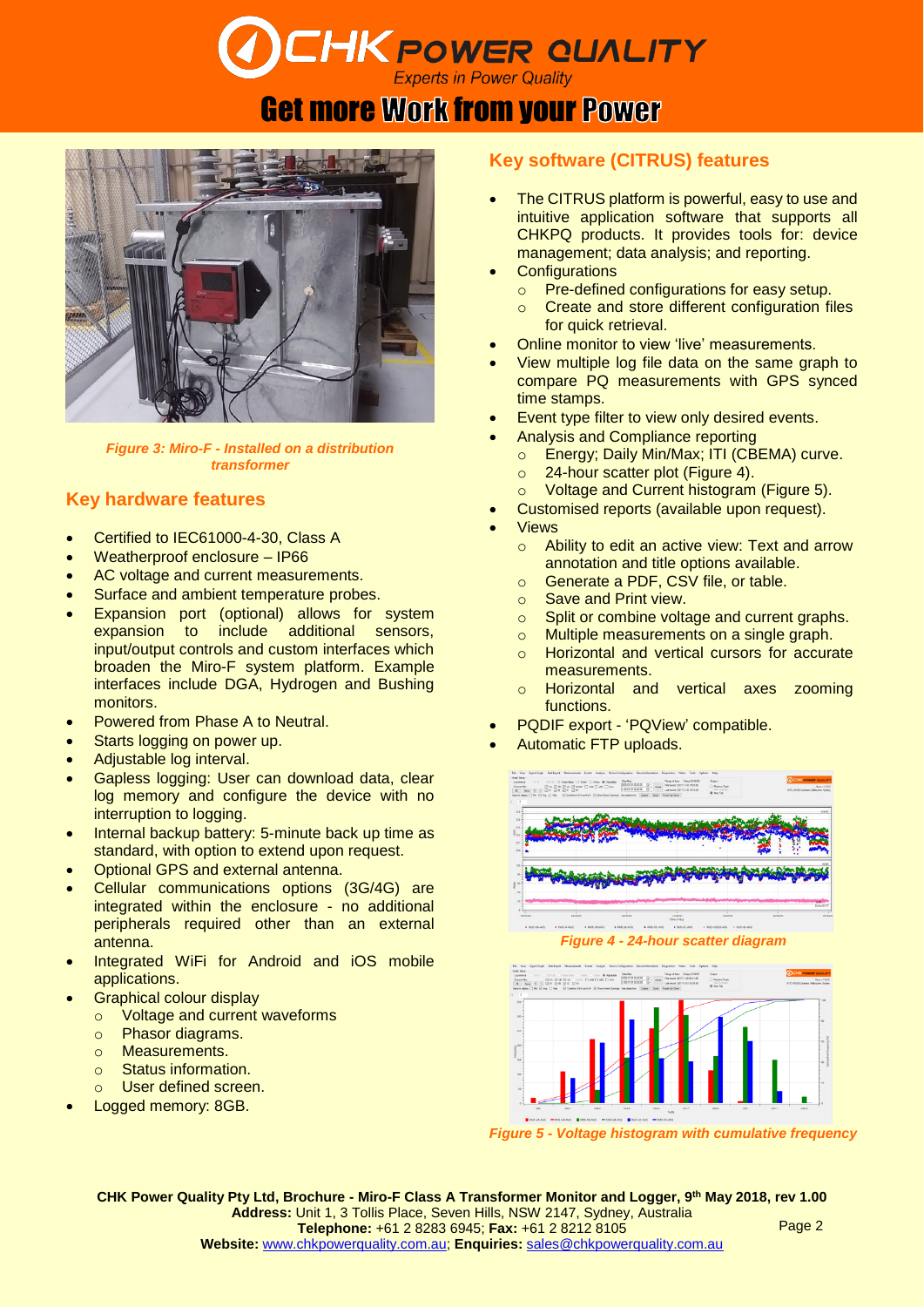Get more Work from your Power

*Figure 3: Miro-F - Installed on a distribution transformer*

## Key hardware features

- Certified to IEC61000-4-30, Class A
- Weatherproof enclosure – IP66
- AC voltage and current measurements.
- Surface and ambient temperature probes.
- Expansion port (optional) allows for system expansion to include additional sensors, input/output controls and custom interfaces which broaden the Miro-F system platform. Example interfaces include DGA, Hydrogen and Bushing monitors.
- Powered from Phase A to Neutral.
- Starts logging on power up.
- Adjustable log interval.
- Gapless logging: User can download data, clear log memory and configure the device with no interruption to logging.
- Internal backup battery: 5-minute back up time as standard, with option to extend upon request.
- Optional GPS and external antenna.
- Cellular communications options (3G/4G) are integrated within the enclosure - no additional peripherals required other than an external antenna.
- Integrated WiFi for Android and iOS mobile applications.
- Graphical colour display
  - Voltage and current waveforms
  - Phasor diagrams.
  - Measurements.
  - Status information.
  - User defined screen.
- Logged memory: 8GB.

## Key software (CITRUS) features

- The CITRUS platform is powerful, easy to use and intuitive application software that supports all CHKPQ products. It provides tools for: device management; data analysis; and reporting.
- Configurations
  - Pre-defined configurations for easy setup.
  - Create and store different configuration files for quick retrieval.
- Online monitor to view 'live' measurements.
- View multiple log file data on the same graph to compare PQ measurements with GPS synced time stamps.
- Event type filter to view only desired events.
- Analysis and Compliance reporting
  - Energy; Daily Min/Max; ITI (CBEMA) curve.
  - 24-hour scatter plot (Figure 4).
  - Voltage and Current histogram (Figure 5).
- Customised reports (available upon request).
- Views
  - Ability to edit an active view: Text and arrow annotation and title options available.
  - Generate a PDF, CSV file, or table.
  - Save and Print view.
  - Split or combine voltage and current graphs.
  - Multiple measurements on a single graph.
  - Horizontal and vertical cursors for accurate measurements.
  - Horizontal and vertical axes zooming functions.
- PQDIF export - 'PQView' compatible.
- Automatic FTP uploads.

*Figure 4 - 24-hour scatter diagram*

*Figure 5 - Voltage histogram with cumulative frequency*

**CHK Power Quality Pty Ltd, Brochure - Miro-F Class A Transformer Monitor and Logger, 9th May 2018, rev 1.00**
**Address:** Unit 1, 3 Tollis Place, Seven Hills, NSW 2147, Sydney, Australia
**Telephone:** +61 2 8283 6945; **Fax:** +61 2 8212 8105
**Website:** www.chkpowerquality.com.au; **Enquiries:** sales@chkpowerquality.com.au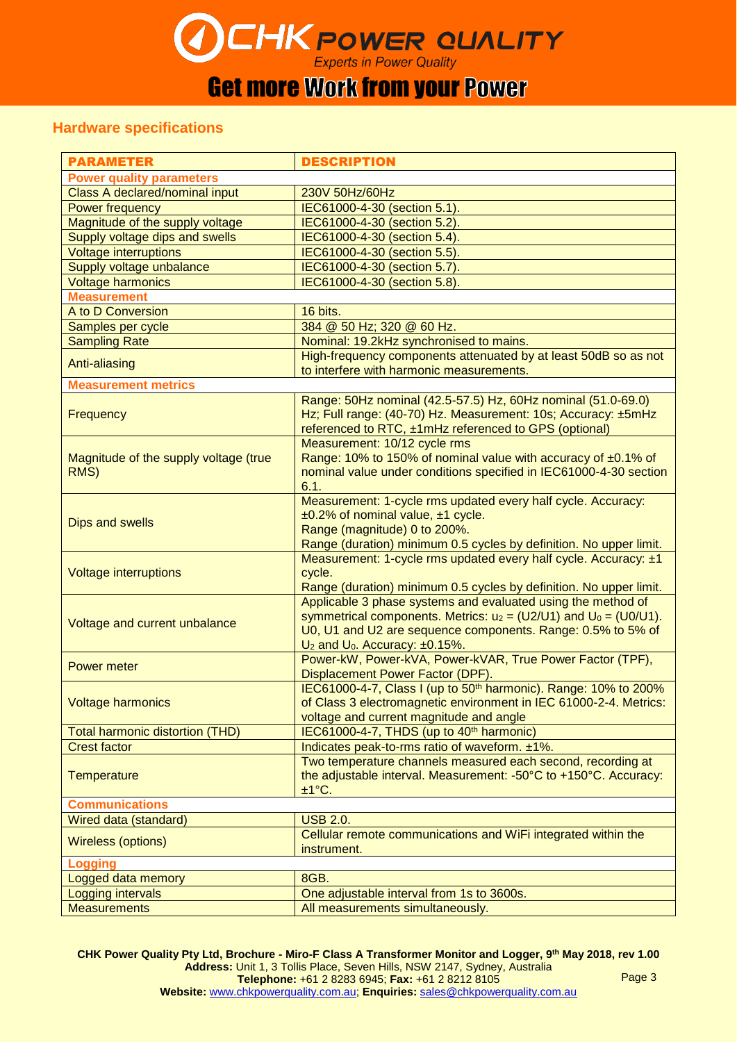## Hardware specifications

| PARAMETER | DESCRIPTION |
|---|---|
| **Power quality parameters** | |
| Class A declared/nominal input | 230V 50Hz/60Hz |
| Power frequency | IEC61000-4-30 (section 5.1). |
| Magnitude of the supply voltage | IEC61000-4-30 (section 5.2). |
| Supply voltage dips and swells | IEC61000-4-30 (section 5.4). |
| Voltage interruptions | IEC61000-4-30 (section 5.5). |
| Supply voltage unbalance | IEC61000-4-30 (section 5.7). |
| Voltage harmonics | IEC61000-4-30 (section 5.8). |
| **Measurement** | |
| A to D Conversion | 16 bits. |
| Samples per cycle | 384 @ 50 Hz; 320 @ 60 Hz. |
| Sampling Rate | Nominal: 19.2kHz synchronised to mains. |
| Anti-aliasing | High-frequency components attenuated by at least 50dB so as not to interfere with harmonic measurements. |
| **Measurement metrics** | |
| Frequency | Range: 50Hz nominal (42.5-57.5) Hz, 60Hz nominal (51.0-69.0) Hz; Full range: (40-70) Hz. Measurement: 10s; Accuracy: ±5mHz referenced to RTC, ±1mHz referenced to GPS (optional) |
| Magnitude of the supply voltage (true RMS) | Measurement: 10/12 cycle rms<br>Range: 10% to 150% of nominal value with accuracy of ±0.1% of nominal value under conditions specified in IEC61000-4-30 section 6.1. |
| Dips and swells | Measurement: 1-cycle rms updated every half cycle. Accuracy: ±0.2% of nominal value, ±1 cycle.<br>Range (magnitude) 0 to 200%.<br>Range (duration) minimum 0.5 cycles by definition. No upper limit. |
| Voltage interruptions | Measurement: 1-cycle rms updated every half cycle. Accuracy: ±1 cycle.<br>Range (duration) minimum 0.5 cycles by definition. No upper limit. |
| Voltage and current unbalance | Applicable 3 phase systems and evaluated using the method of symmetrical components. Metrics: $u_2$ = (U2/U1) and $U_0$ = (U0/U1). U0, U1 and U2 are sequence components. Range: 0.5% to 5% of $U_2$ and $U_0$. Accuracy: ±0.15%. |
| Power meter | Power-kW, Power-kVA, Power-kVAR, True Power Factor (TPF), Displacement Power Factor (DPF). |
| Voltage harmonics | IEC61000-4-7, Class I (up to 50th harmonic). Range: 10% to 200% of Class 3 electromagnetic environment in IEC 61000-2-4. Metrics: voltage and current magnitude and angle |
| Total harmonic distortion (THD) | IEC61000-4-7, THDS (up to 40th harmonic) |
| Crest factor | Indicates peak-to-rms ratio of waveform. ±1%. |
| Temperature | Two temperature channels measured each second, recording at the adjustable interval. Measurement: -50°C to +150°C. Accuracy: ±1°C. |
| **Communications** | |
| Wired data (standard) | USB 2.0. |
| Wireless (options) | Cellular remote communications and WiFi integrated within the instrument. |
| **Logging** | |
| Logged data memory | 8GB. |
| Logging intervals | One adjustable interval from 1s to 3600s. |
| Measurements | All measurements simultaneously. |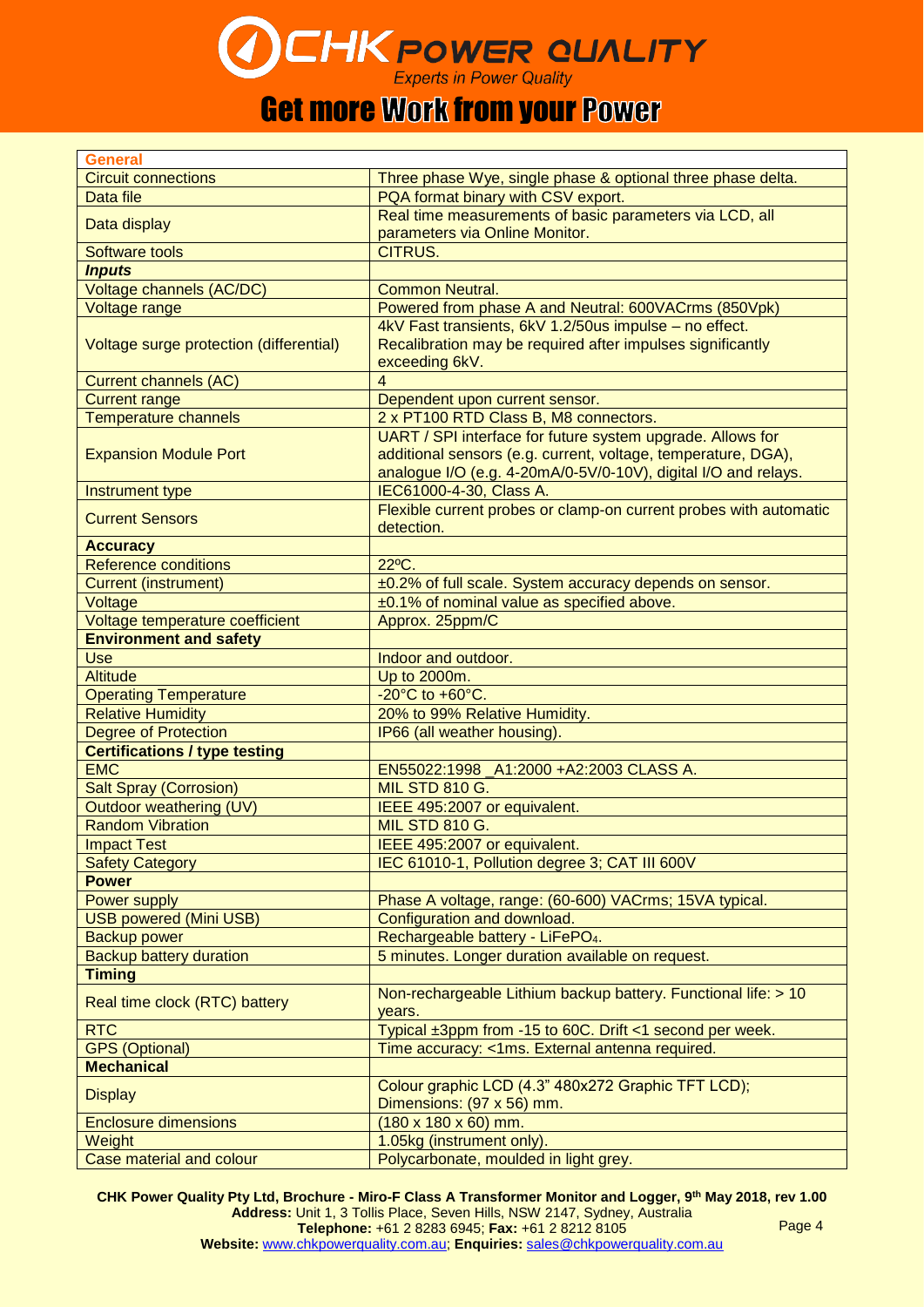| | |
|---|---|
| **General** | |
| Circuit connections | Three phase Wye, single phase & optional three phase delta. |
| Data file | PQA format binary with CSV export. |
| Data display | Real time measurements of basic parameters via LCD, all parameters via Online Monitor. |
| Software tools | CITRUS. |
| ***Inputs*** | |
| Voltage channels (AC/DC) | Common Neutral. |
| Voltage range | Powered from phase A and Neutral: 600VACrms (850Vpk) |
| Voltage surge protection (differential) | 4kV Fast transients, 6kV 1.2/50us impulse – no effect. Recalibration may be required after impulses significantly exceeding 6kV. |
| Current channels (AC) | 4 |
| Current range | Dependent upon current sensor. |
| Temperature channels | 2 x PT100 RTD Class B, M8 connectors. |
| Expansion Module Port | UART / SPI interface for future system upgrade. Allows for additional sensors (e.g. current, voltage, temperature, DGA), analogue I/O (e.g. 4-20mA/0-5V/0-10V), digital I/O and relays. |
| Instrument type | IEC61000-4-30, Class A. |
| Current Sensors | Flexible current probes or clamp-on current probes with automatic detection. |
| **Accuracy** | |
| Reference conditions | 22ºC. |
| Current (instrument) | ±0.2% of full scale. System accuracy depends on sensor. |
| Voltage | ±0.1% of nominal value as specified above. |
| Voltage temperature coefficient | Approx. 25ppm/C |
| **Environment and safety** | |
| Use | Indoor and outdoor. |
| Altitude | Up to 2000m. |
| Operating Temperature | -20°C to +60°C. |
| Relative Humidity | 20% to 99% Relative Humidity. |
| Degree of Protection | IP66 (all weather housing). |
| **Certifications / type testing** | |
| EMC | EN55022:1998 _A1:2000 +A2:2003 CLASS A. |
| Salt Spray (Corrosion) | MIL STD 810 G. |
| Outdoor weathering (UV) | IEEE 495:2007 or equivalent. |
| Random Vibration | MIL STD 810 G. |
| Impact Test | IEEE 495:2007 or equivalent. |
| Safety Category | IEC 61010-1, Pollution degree 3; CAT III 600V |
| **Power** | |
| Power supply | Phase A voltage, range: (60-600) VACrms; 15VA typical. |
| USB powered (Mini USB) | Configuration and download. |
| Backup power | Rechargeable battery - $LiFePO_4$. |
| Backup battery duration | 5 minutes. Longer duration available on request. |
| **Timing** | |
| Real time clock (RTC) battery | Non-rechargeable Lithium backup battery. Functional life: > 10 years. |
| RTC | Typical ±3ppm from -15 to 60C. Drift <1 second per week. |
| GPS (Optional) | Time accuracy: <1ms. External antenna required. |
| **Mechanical** | |
| Display | Colour graphic LCD (4.3" 480x272 Graphic TFT LCD); Dimensions: (97 x 56) mm. |
| Enclosure dimensions | (180 x 180 x 60) mm. |
| Weight | 1.05kg (instrument only). |
| Case material and colour | Polycarbonate, moulded in light grey. |